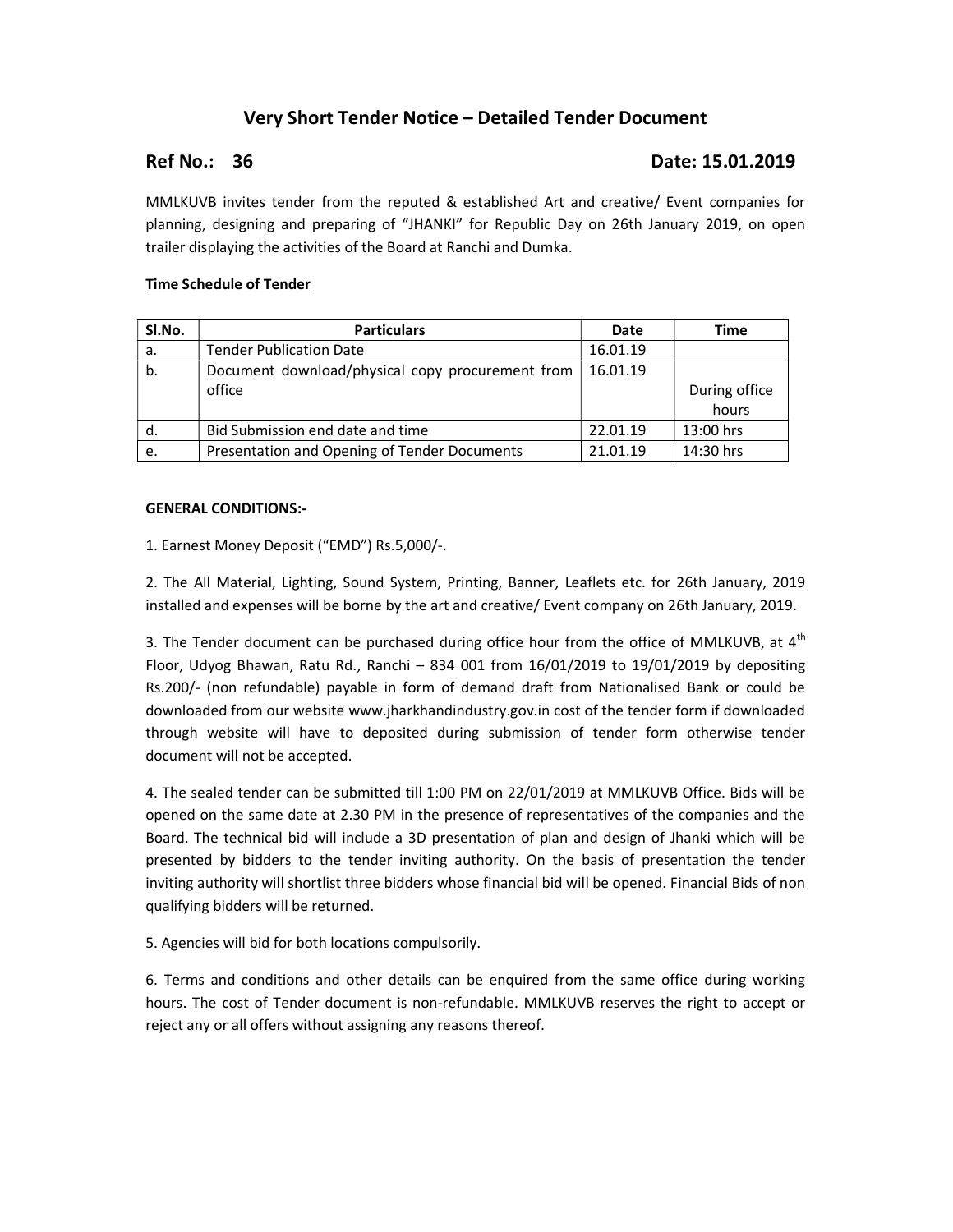# Very Short Tender Notice – Detailed Tender Document

**Ref No.: 36** **Date: 15.01.2019**

MMLKUVB invites tender from the reputed & established Art and creative/ Event companies for planning, designing and preparing of "JHANKI" for Republic Day on 26th January 2019, on open trailer displaying the activities of the Board at Ranchi and Dumka.

**Time Schedule of Tender**

| Sl.No. | Particulars | Date | Time |
|---|---|---|---|
| a. | Tender Publication Date | 16.01.19 | |
| b. | Document download/physical copy procurement from office | 16.01.19 | During office hours |
| d. | Bid Submission end date and time | 22.01.19 | 13:00 hrs |
| e. | Presentation and Opening of Tender Documents | 21.01.19 | 14:30 hrs |

**GENERAL CONDITIONS:-**

1. Earnest Money Deposit ("EMD") Rs.5,000/-.

2. The All Material, Lighting, Sound System, Printing, Banner, Leaflets etc. for 26th January, 2019 installed and expenses will be borne by the art and creative/ Event company on 26th January, 2019.

3. The Tender document can be purchased during office hour from the office of MMLKUVB, at 4th Floor, Udyog Bhawan, Ratu Rd., Ranchi – 834 001 from 16/01/2019 to 19/01/2019 by depositing Rs.200/- (non refundable) payable in form of demand draft from Nationalised Bank or could be downloaded from our website www.jharkhandindustry.gov.in cost of the tender form if downloaded through website will have to deposited during submission of tender form otherwise tender document will not be accepted.

4. The sealed tender can be submitted till 1:00 PM on 22/01/2019 at MMLKUVB Office. Bids will be opened on the same date at 2.30 PM in the presence of representatives of the companies and the Board. The technical bid will include a 3D presentation of plan and design of Jhanki which will be presented by bidders to the tender inviting authority. On the basis of presentation the tender inviting authority will shortlist three bidders whose financial bid will be opened. Financial Bids of non qualifying bidders will be returned.

5. Agencies will bid for both locations compulsorily.

6. Terms and conditions and other details can be enquired from the same office during working hours. The cost of Tender document is non-refundable. MMLKUVB reserves the right to accept or reject any or all offers without assigning any reasons thereof.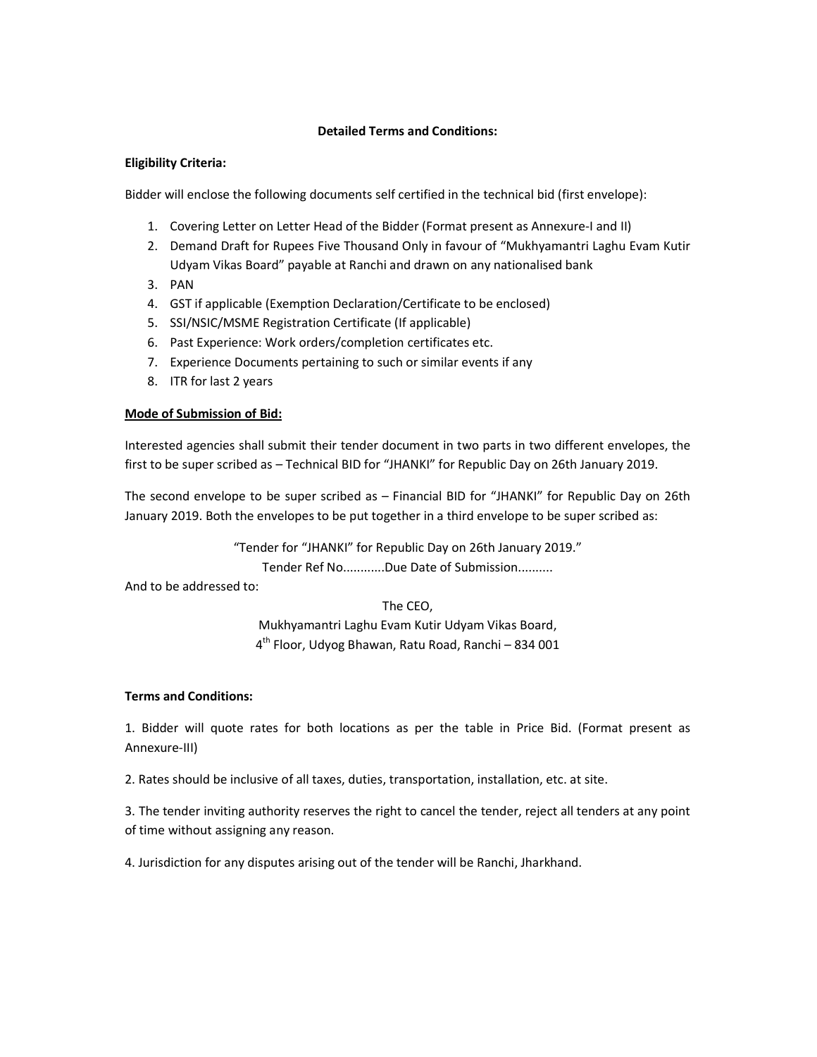**Detailed Terms and Conditions:**

**Eligibility Criteria:**

Bidder will enclose the following documents self certified in the technical bid (first envelope):

1. Covering Letter on Letter Head of the Bidder (Format present as Annexure-I and II)
2. Demand Draft for Rupees Five Thousand Only in favour of "Mukhyamantri Laghu Evam Kutir Udyam Vikas Board" payable at Ranchi and drawn on any nationalised bank
3. PAN
4. GST if applicable (Exemption Declaration/Certificate to be enclosed)
5. SSI/NSIC/MSME Registration Certificate (If applicable)
6. Past Experience: Work orders/completion certificates etc.
7. Experience Documents pertaining to such or similar events if any
8. ITR for last 2 years

**Mode of Submission of Bid:**

Interested agencies shall submit their tender document in two parts in two different envelopes, the first to be super scribed as – Technical BID for "JHANKI" for Republic Day on 26th January 2019.

The second envelope to be super scribed as – Financial BID for "JHANKI" for Republic Day on 26th January 2019. Both the envelopes to be put together in a third envelope to be super scribed as:

"Tender for "JHANKI" for Republic Day on 26th January 2019."
Tender Ref No............Due Date of Submission..........

And to be addressed to:

The CEO,
Mukhyamantri Laghu Evam Kutir Udyam Vikas Board,
4th Floor, Udyog Bhawan, Ratu Road, Ranchi – 834 001

**Terms and Conditions:**

1. Bidder will quote rates for both locations as per the table in Price Bid. (Format present as Annexure-III)

2. Rates should be inclusive of all taxes, duties, transportation, installation, etc. at site.

3. The tender inviting authority reserves the right to cancel the tender, reject all tenders at any point of time without assigning any reason.

4. Jurisdiction for any disputes arising out of the tender will be Ranchi, Jharkhand.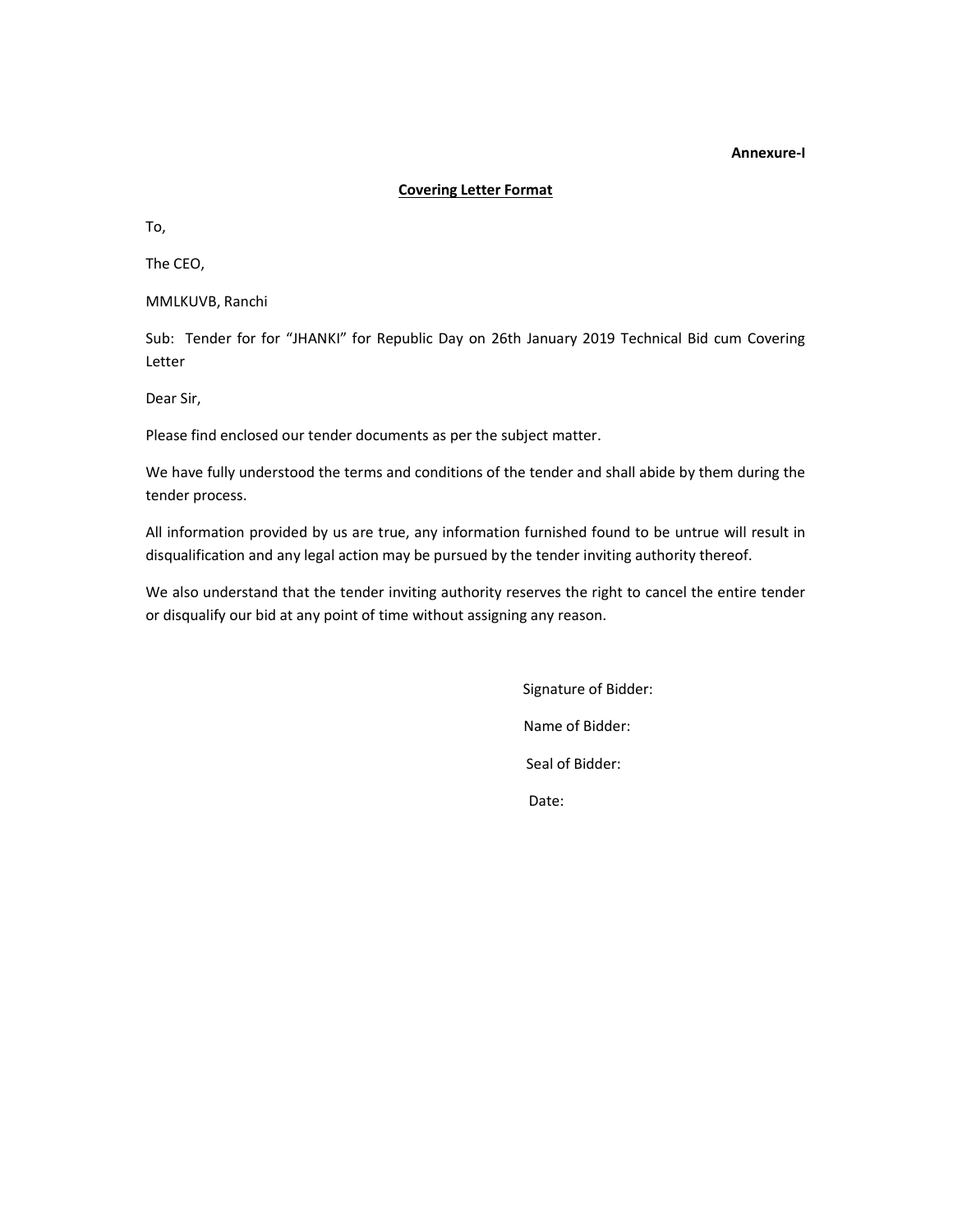**Annexure-I**

## Covering Letter Format

To,

The CEO,

MMLKUVB, Ranchi

Sub: Tender for for "JHANKI" for Republic Day on 26th January 2019 Technical Bid cum Covering Letter

Dear Sir,

Please find enclosed our tender documents as per the subject matter.

We have fully understood the terms and conditions of the tender and shall abide by them during the tender process.

All information provided by us are true, any information furnished found to be untrue will result in disqualification and any legal action may be pursued by the tender inviting authority thereof.

We also understand that the tender inviting authority reserves the right to cancel the entire tender or disqualify our bid at any point of time without assigning any reason.

Signature of Bidder:

Name of Bidder:

Seal of Bidder:

Date: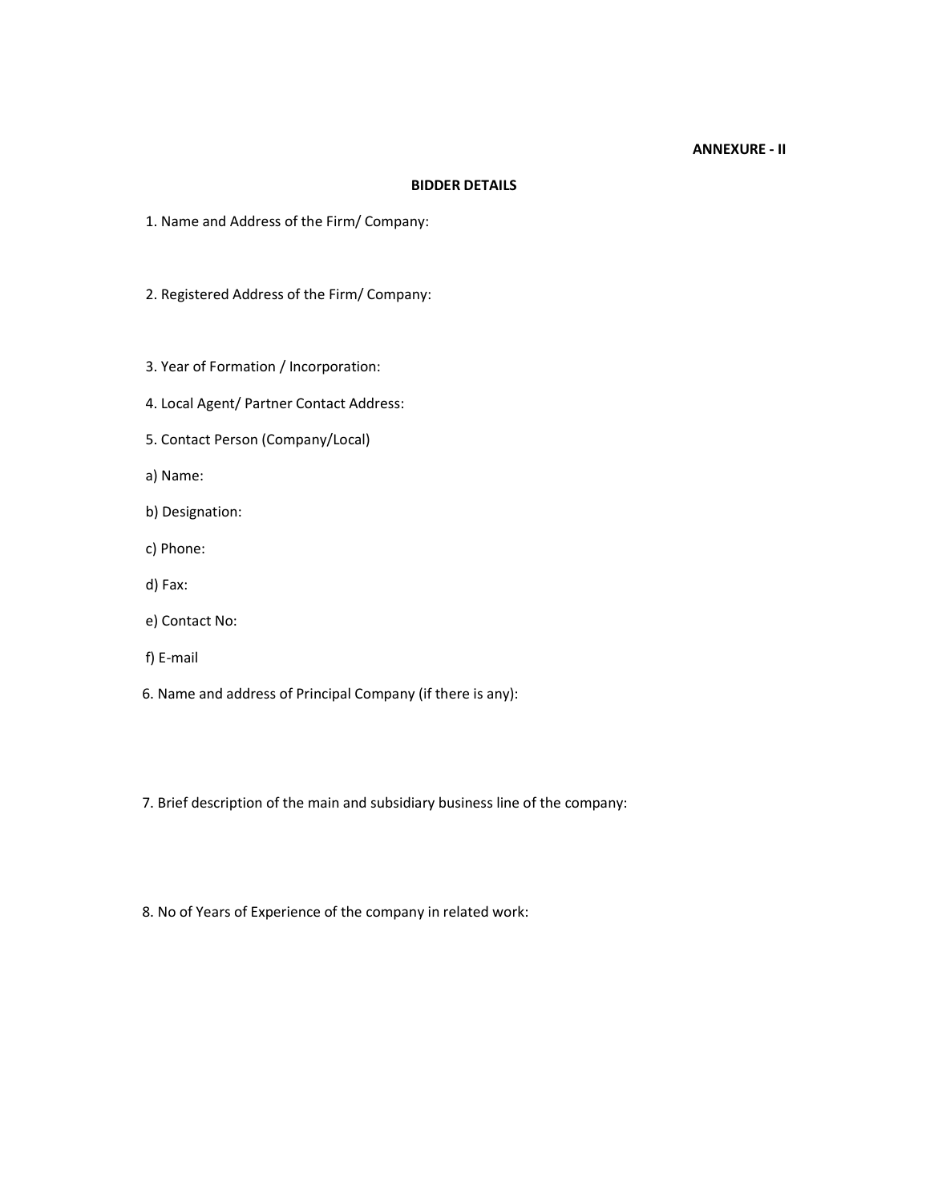**ANNEXURE - II**

## BIDDER DETAILS

1. Name and Address of the Firm/ Company:

2. Registered Address of the Firm/ Company:

3. Year of Formation / Incorporation:

4. Local Agent/ Partner Contact Address:

5. Contact Person (Company/Local)

a) Name:

b) Designation:

c) Phone:

d) Fax:

e) Contact No:

f) E-mail

6. Name and address of Principal Company (if there is any):

7. Brief description of the main and subsidiary business line of the company:

8. No of Years of Experience of the company in related work: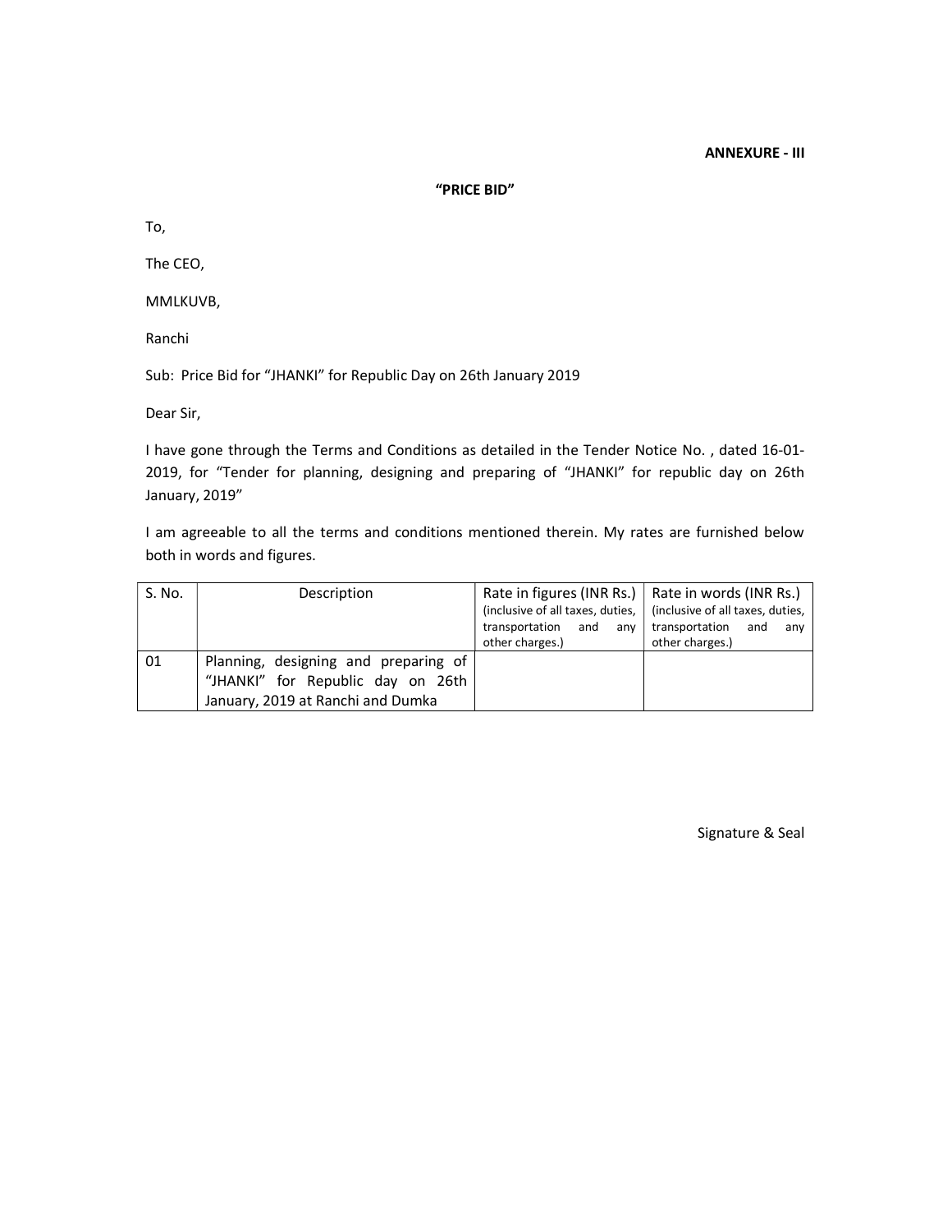**ANNEXURE - III**

**"PRICE BID"**

To,

The CEO,

MMLKUVB,

Ranchi

Sub: Price Bid for "JHANKI" for Republic Day on 26th January 2019

Dear Sir,

I have gone through the Terms and Conditions as detailed in the Tender Notice No. , dated 16-01-2019, for "Tender for planning, designing and preparing of "JHANKI" for republic day on 26th January, 2019"

I am agreeable to all the terms and conditions mentioned therein. My rates are furnished below both in words and figures.

| S. No. | Description | Rate in figures (INR Rs.) (inclusive of all taxes, duties, transportation and any other charges.) | Rate in words (INR Rs.) (inclusive of all taxes, duties, transportation and any other charges.) |
|---|---|---|---|
| 01 | Planning, designing and preparing of "JHANKI" for Republic day on 26th January, 2019 at Ranchi and Dumka | | |

Signature & Seal